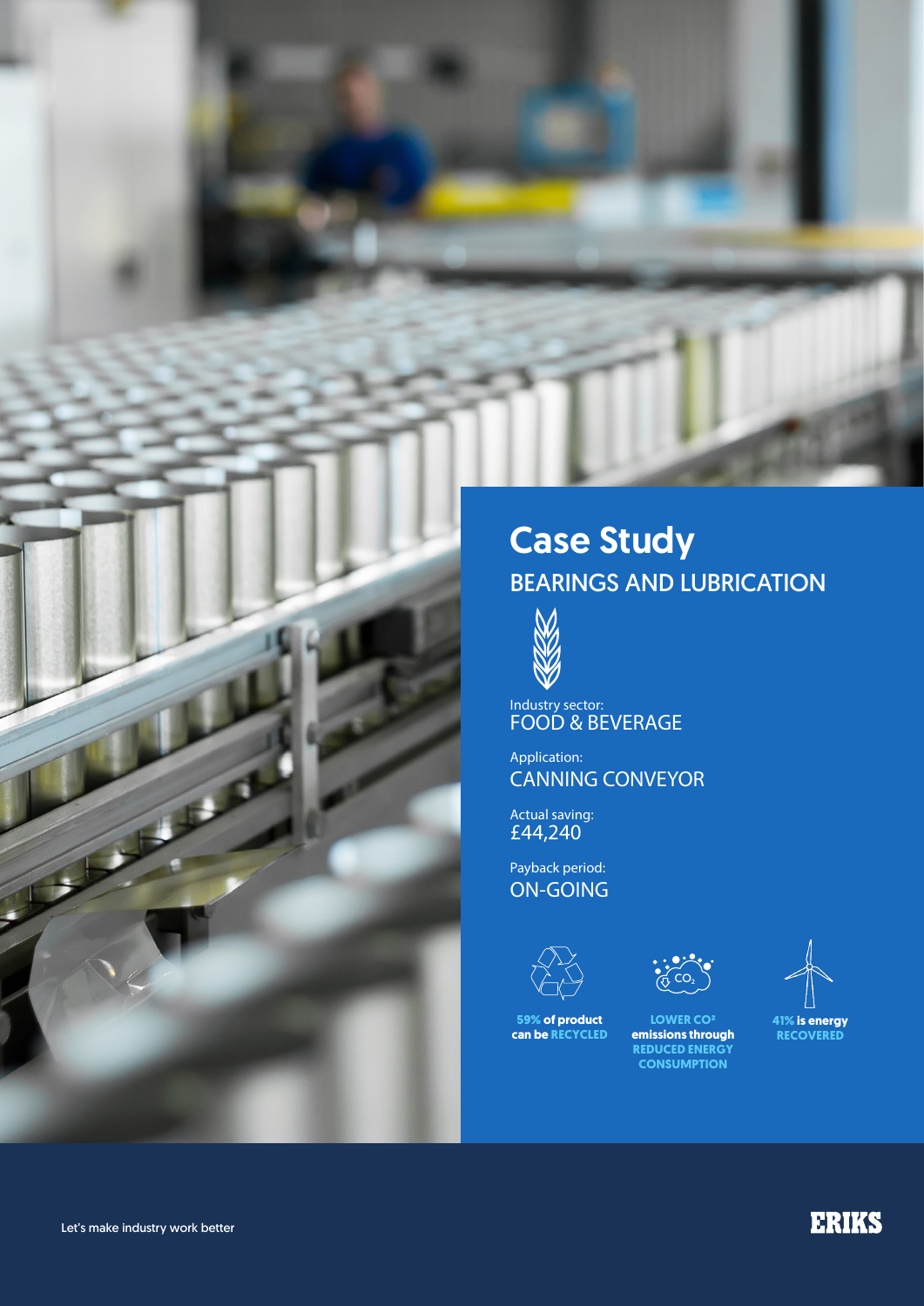# Case Study

## BEARINGS AND LUBRICATION

Industry sector:
FOOD & BEVERAGE

Application:
CANNING CONVEYOR

Actual saving:
£44,240

Payback period:
ON-GOING

**59% of product can be RECYCLED**

**LOWER $CO_2$ emissions through REDUCED ENERGY CONSUMPTION**

**41% is energy RECOVERED**

Let's make industry work better

ERIKS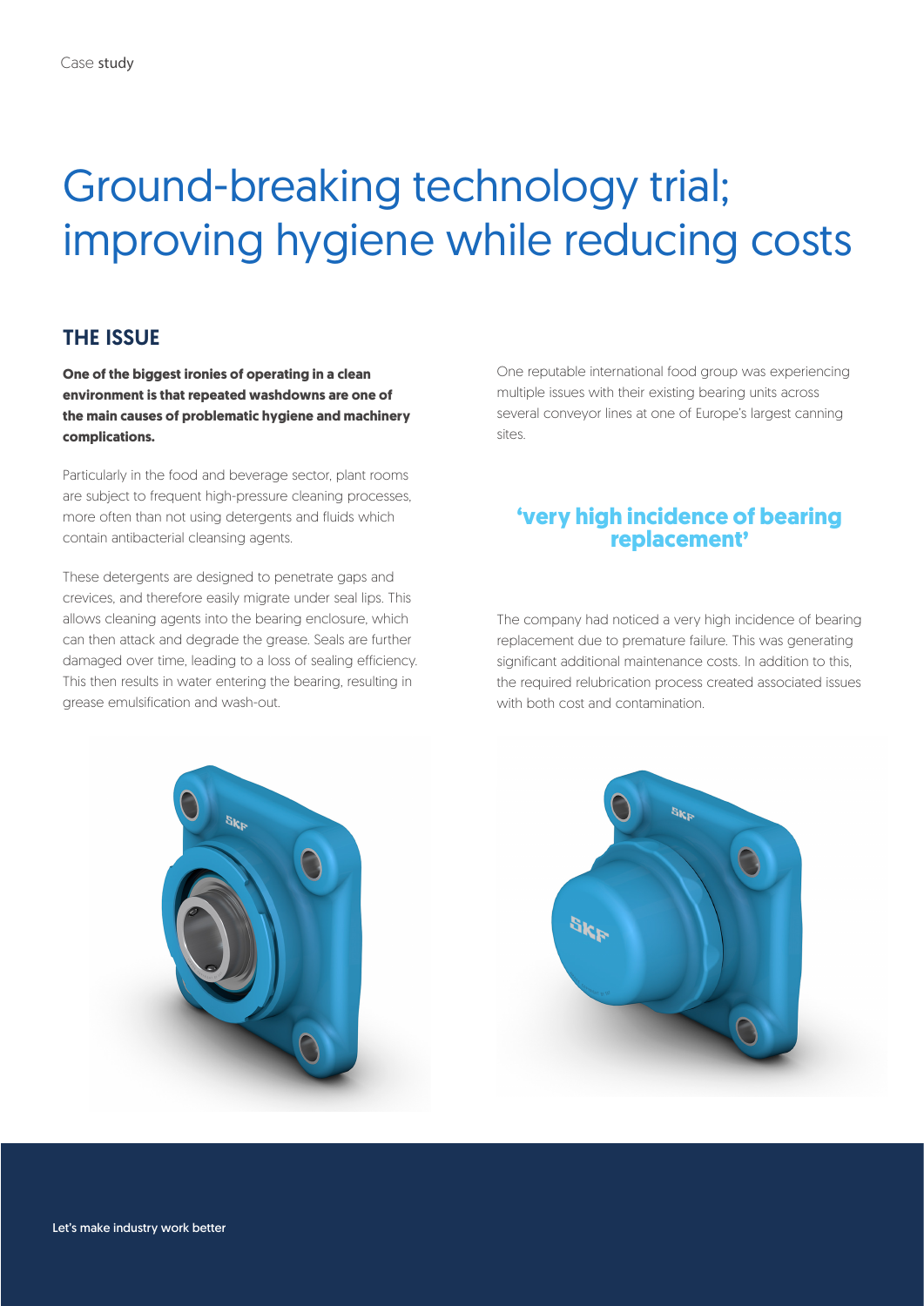# Ground-breaking technology trial; improving hygiene while reducing costs

## THE ISSUE

**One of the biggest ironies of operating in a clean environment is that repeated washdowns are one of the main causes of problematic hygiene and machinery complications.**

Particularly in the food and beverage sector, plant rooms are subject to frequent high-pressure cleaning processes, more often than not using detergents and fluids which contain antibacterial cleansing agents.

These detergents are designed to penetrate gaps and crevices, and therefore easily migrate under seal lips. This allows cleaning agents into the bearing enclosure, which can then attack and degrade the grease. Seals are further damaged over time, leading to a loss of sealing efficiency. This then results in water entering the bearing, resulting in grease emulsification and wash-out.

One reputable international food group was experiencing multiple issues with their existing bearing units across several conveyor lines at one of Europe's largest canning sites.

**'very high incidence of bearing replacement'**

The company had noticed a very high incidence of bearing replacement due to premature failure. This was generating significant additional maintenance costs. In addition to this, the required relubrication process created associated issues with both cost and contamination.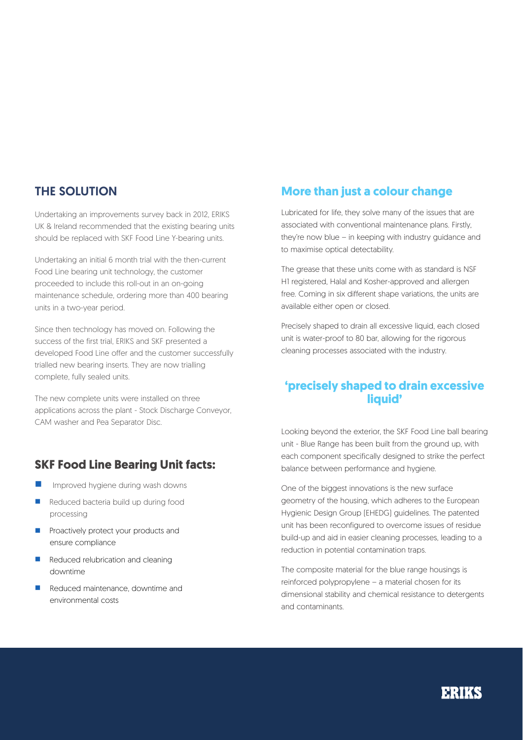## THE SOLUTION

Undertaking an improvements survey back in 2012, ERIKS UK & Ireland recommended that the existing bearing units should be replaced with SKF Food Line Y-bearing units.

Undertaking an initial 6 month trial with the then-current Food Line bearing unit technology, the customer proceeded to include this roll-out in an on-going maintenance schedule, ordering more than 400 bearing units in a two-year period.

Since then technology has moved on. Following the success of the first trial, ERIKS and SKF presented a developed Food Line offer and the customer successfully trialled new bearing inserts. They are now trialling complete, fully sealed units.

The new complete units were installed on three applications across the plant - Stock Discharge Conveyor, CAM washer and Pea Separator Disc.

### SKF Food Line Bearing Unit facts:

- Improved hygiene during wash downs
- Reduced bacteria build up during food processing
- Proactively protect your products and ensure compliance
- Reduced relubrication and cleaning downtime
- Reduced maintenance, downtime and environmental costs

## More than just a colour change

Lubricated for life, they solve many of the issues that are associated with conventional maintenance plans. Firstly, they're now blue – in keeping with industry guidance and to maximise optical detectability.

The grease that these units come with as standard is NSF H1 registered, Halal and Kosher-approved and allergen free. Coming in six different shape variations, the units are available either open or closed.

Precisely shaped to drain all excessive liquid, each closed unit is water-proof to 80 bar, allowing for the rigorous cleaning processes associated with the industry.

### 'precisely shaped to drain excessive liquid'

Looking beyond the exterior, the SKF Food Line ball bearing unit - Blue Range has been built from the ground up, with each component specifically designed to strike the perfect balance between performance and hygiene.

One of the biggest innovations is the new surface geometry of the housing, which adheres to the European Hygienic Design Group [EHEDG] guidelines. The patented unit has been reconfigured to overcome issues of residue build-up and aid in easier cleaning processes, leading to a reduction in potential contamination traps.

The composite material for the blue range housings is reinforced polypropylene – a material chosen for its dimensional stability and chemical resistance to detergents and contaminants.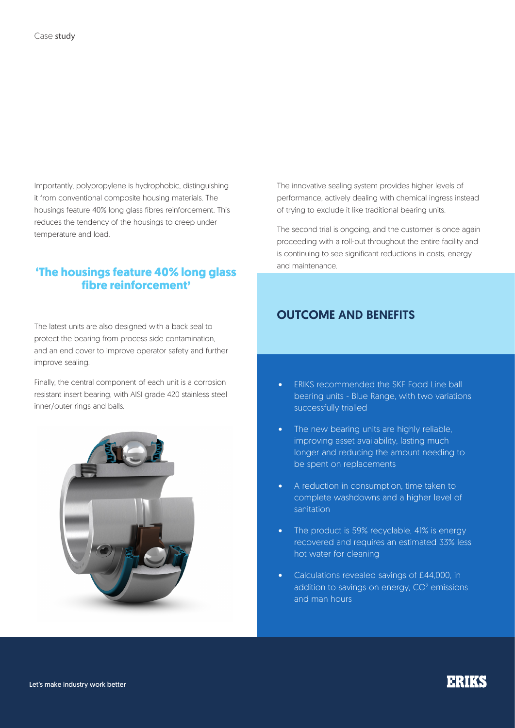Importantly, polypropylene is hydrophobic, distinguishing it from conventional composite housing materials. The housings feature 40% long glass fibres reinforcement. This reduces the tendency of the housings to creep under temperature and load.

**'The housings feature 40% long glass fibre reinforcement'**

The latest units are also designed with a back seal to protect the bearing from process side contamination, and an end cover to improve operator safety and further improve sealing.

Finally, the central component of each unit is a corrosion resistant insert bearing, with AISI grade 420 stainless steel inner/outer rings and balls.

The innovative sealing system provides higher levels of performance, actively dealing with chemical ingress instead of trying to exclude it like traditional bearing units.

The second trial is ongoing, and the customer is once again proceeding with a roll-out throughout the entire facility and is continuing to see significant reductions in costs, energy and maintenance.

## OUTCOME AND BENEFITS

- ERIKS recommended the SKF Food Line ball bearing units - Blue Range, with two variations successfully trialled
- The new bearing units are highly reliable, improving asset availability, lasting much longer and reducing the amount needing to be spent on replacements
- A reduction in consumption, time taken to complete washdowns and a higher level of sanitation
- The product is 59% recyclable, 41% is energy recovered and requires an estimated 33% less hot water for cleaning
- Calculations revealed savings of £44,000, in addition to savings on energy, $CO^2$ emissions and man hours

Let's make industry work better

ERIKS